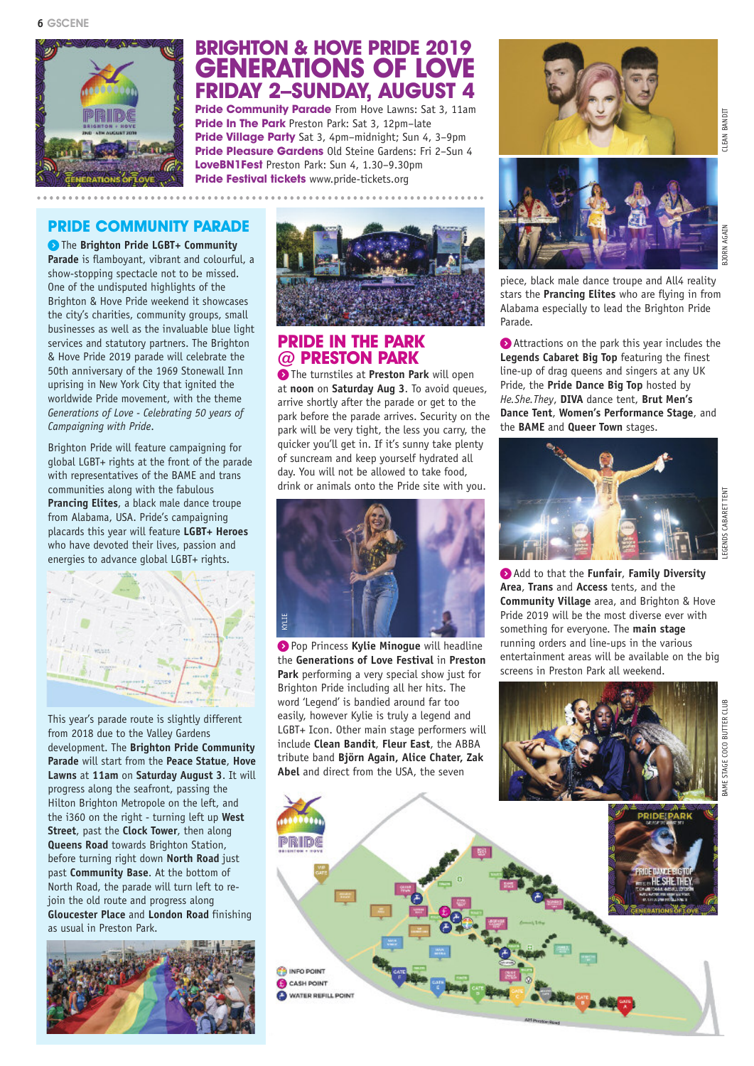# BRIGHTON & HOVE PRIDE 2019 GENERATIONS OF LOVE

## FRIDAY 2–SUNDAY, AUGUST 4

**Pride Community Parade** From Hove Lawns: Sat 3, 11am
**Pride In The Park** Preston Park: Sat 3, 12pm–late
**Pride Village Party** Sat 3, 4pm–midnight; Sun 4, 3–9pm
**Pride Pleasure Gardens** Old Steine Gardens: Fri 2–Sun 4
**LoveBN1Fest** Preston Park: Sun 4, 1.30–9.30pm
**Pride Festival tickets** www.pride-tickets.org

## PRIDE COMMUNITY PARADE

The **Brighton Pride LGBT+ Community Parade** is flamboyant, vibrant and colourful, a show-stopping spectacle not to be missed. One of the undisputed highlights of the Brighton & Hove Pride weekend it showcases the city's charities, community groups, small businesses as well as the invaluable blue light services and statutory partners. The Brighton & Hove Pride 2019 parade will celebrate the 50th anniversary of the 1969 Stonewall Inn uprising in New York City that ignited the worldwide Pride movement, with the theme *Generations of Love - Celebrating 50 years of Campaigning with Pride*.

Brighton Pride will feature campaigning for global LGBT+ rights at the front of the parade with representatives of the BAME and trans communities along with the fabulous **Prancing Elites**, a black male dance troupe from Alabama, USA. Pride's campaigning placards this year will feature **LGBT+ Heroes** who have devoted their lives, passion and energies to advance global LGBT+ rights.

This year's parade route is slightly different from 2018 due to the Valley Gardens development. The **Brighton Pride Community Parade** will start from the **Peace Statue**, **Hove Lawns** at **11am** on **Saturday August 3**. It will progress along the seafront, passing the Hilton Brighton Metropole on the left, and the i360 on the right - turning left up **West Street**, past the **Clock Tower**, then along **Queens Road** towards Brighton Station, before turning right down **North Road** just past **Community Base**. At the bottom of North Road, the parade will turn left to re-join the old route and progress along **Gloucester Place** and **London Road** finishing as usual in Preston Park.

## PRIDE IN THE PARK @ PRESTON PARK

The turnstiles at **Preston Park** will open at **noon** on **Saturday Aug 3**. To avoid queues, arrive shortly after the parade or get to the park before the parade arrives. Security on the park will be very tight, the less you carry, the quicker you'll get in. If it's sunny take plenty of suncream and keep yourself hydrated all day. You will not be allowed to take food, drink or animals onto the Pride site with you.

KYLIE

Pop Princess **Kylie Minogue** will headline the **Generations of Love Festival** in **Preston Park** performing a very special show just for Brighton Pride including all her hits. The word 'Legend' is bandied around far too easily, however Kylie is truly a legend and LGBT+ Icon. Other main stage performers will include **Clean Bandit**, **Fleur East**, the ABBA tribute band **Björn Again, Alice Chater, Zak Abel** and direct from the USA, the seven piece, black male dance troupe and All4 reality stars the **Prancing Elites** who are flying in from Alabama especially to lead the Brighton Pride Parade.

CLEAN BANDIT

BJORN AGAIN

Attractions on the park this year includes the **Legends Cabaret Big Top** featuring the finest line-up of drag queens and singers at any UK Pride, the **Pride Dance Big Top** hosted by *He.She.They*, **DIVA** dance tent, **Brut Men's Dance Tent**, **Women's Performance Stage**, and the **BAME** and **Queer Town** stages.

LEGENDS CABARET TENT

Add to that the **Funfair**, **Family Diversity Area**, **Trans** and **Access** tents, and the **Community Village** area, and Brighton & Hove Pride 2019 will be the most diverse ever with something for everyone. The **main stage** running orders and line-ups in the various entertainment areas will be available on the big screens in Preston Park all weekend.

BAME STAGE COCO BUTTER CLUB

INFO POINT
CASH POINT
WATER REFILL POINT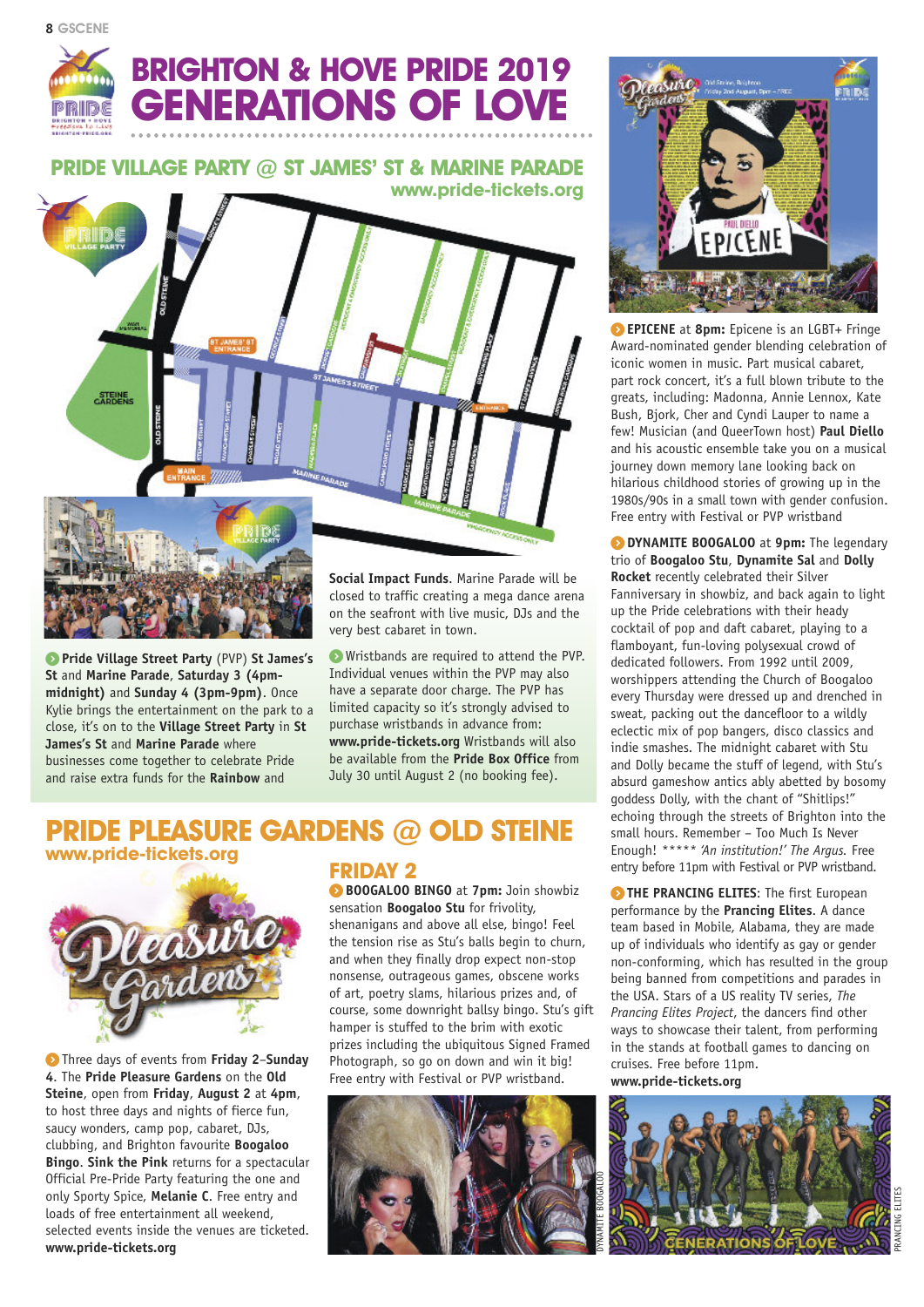# BRIGHTON & HOVE PRIDE 2019 GENERATIONS OF LOVE

## PRIDE VILLAGE PARTY @ ST JAMES' ST & MARINE PARADE

www.pride-tickets.org

**Pride Village Street Party** (PVP) **St James's St** and **Marine Parade**, **Saturday 3 (4pm-midnight)** and **Sunday 4 (3pm-9pm)**. Once Kylie brings the entertainment on the park to a close, it's on to the **Village Street Party** in **St James's St** and **Marine Parade** where businesses come together to celebrate Pride and raise extra funds for the **Rainbow** and **Social Impact Funds**. Marine Parade will be closed to traffic creating a mega dance arena on the seafront with live music, DJs and the very best cabaret in town.

Wristbands are required to attend the PVP. Individual venues within the PVP may also have a separate door charge. The PVP has limited capacity so it's strongly advised to purchase wristbands in advance from: **www.pride-tickets.org** Wristbands will also be available from the **Pride Box Office** from July 30 until August 2 (no booking fee).

## PRIDE PLEASURE GARDENS @ OLD STEINE

www.pride-tickets.org

Three days of events from **Friday 2**–**Sunday 4**. The **Pride Pleasure Gardens** on the **Old Steine**, open from **Friday**, **August 2** at **4pm**, to host three days and nights of fierce fun, saucy wonders, camp pop, cabaret, DJs, clubbing, and Brighton favourite **Boogaloo Bingo**. **Sink the Pink** returns for a spectacular Official Pre-Pride Party featuring the one and only Sporty Spice, **Melanie C**. Free entry and loads of free entertainment all weekend, selected events inside the venues are ticketed. **www.pride-tickets.org**

### FRIDAY 2

**BOOGALOO BINGO** at **7pm:** Join showbiz sensation **Boogaloo Stu** for frivolity, shenanigans and above all else, bingo! Feel the tension rise as Stu's balls begin to churn, and when they finally drop expect non-stop nonsense, outrageous games, obscene works of art, poetry slams, hilarious prizes and, of course, some downright ballsy bingo. Stu's gift hamper is stuffed to the brim with exotic prizes including the ubiquitous Signed Framed Photograph, so go on down and win it big! Free entry with Festival or PVP wristband.

DYNAMITE BOOGALOO

**EPICENE** at **8pm:** Epicene is an LGBT+ Fringe Award-nominated gender blending celebration of iconic women in music. Part musical cabaret, part rock concert, it's a full blown tribute to the greats, including: Madonna, Annie Lennox, Kate Bush, Bjork, Cher and Cyndi Lauper to name a few! Musician (and QueerTown host) **Paul Diello** and his acoustic ensemble take you on a musical journey down memory lane looking back on hilarious childhood stories of growing up in the 1980s/90s in a small town with gender confusion. Free entry with Festival or PVP wristband

**DYNAMITE BOOGALOO** at **9pm:** The legendary trio of **Boogaloo Stu**, **Dynamite Sal** and **Dolly Rocket** recently celebrated their Silver Fanniversary in showbiz, and back again to light up the Pride celebrations with their heady cocktail of pop and daft cabaret, playing to a flamboyant, fun-loving polysexual crowd of dedicated followers. From 1992 until 2009, worshippers attending the Church of Boogaloo every Thursday were dressed up and drenched in sweat, packing out the dancefloor to a wildly eclectic mix of pop bangers, disco classics and indie smashes. The midnight cabaret with Stu and Dolly became the stuff of legend, with Stu's absurd gameshow antics ably abetted by bosomy goddess Dolly, with the chant of "Shitlips!" echoing through the streets of Brighton into the small hours. Remember – Too Much Is Never Enough! ***** *'An institution!' The Argus.* Free entry before 11pm with Festival or PVP wristband.

**THE PRANCING ELITES**: The first European performance by the **Prancing Elites**. A dance team based in Mobile, Alabama, they are made up of individuals who identify as gay or gender non-conforming, which has resulted in the group being banned from competitions and parades in the USA. Stars of a US reality TV series, *The Prancing Elites Project*, the dancers find other ways to showcase their talent, from performing in the stands at football games to dancing on cruises. Free before 11pm. **www.pride-tickets.org**

PRANCING ELITES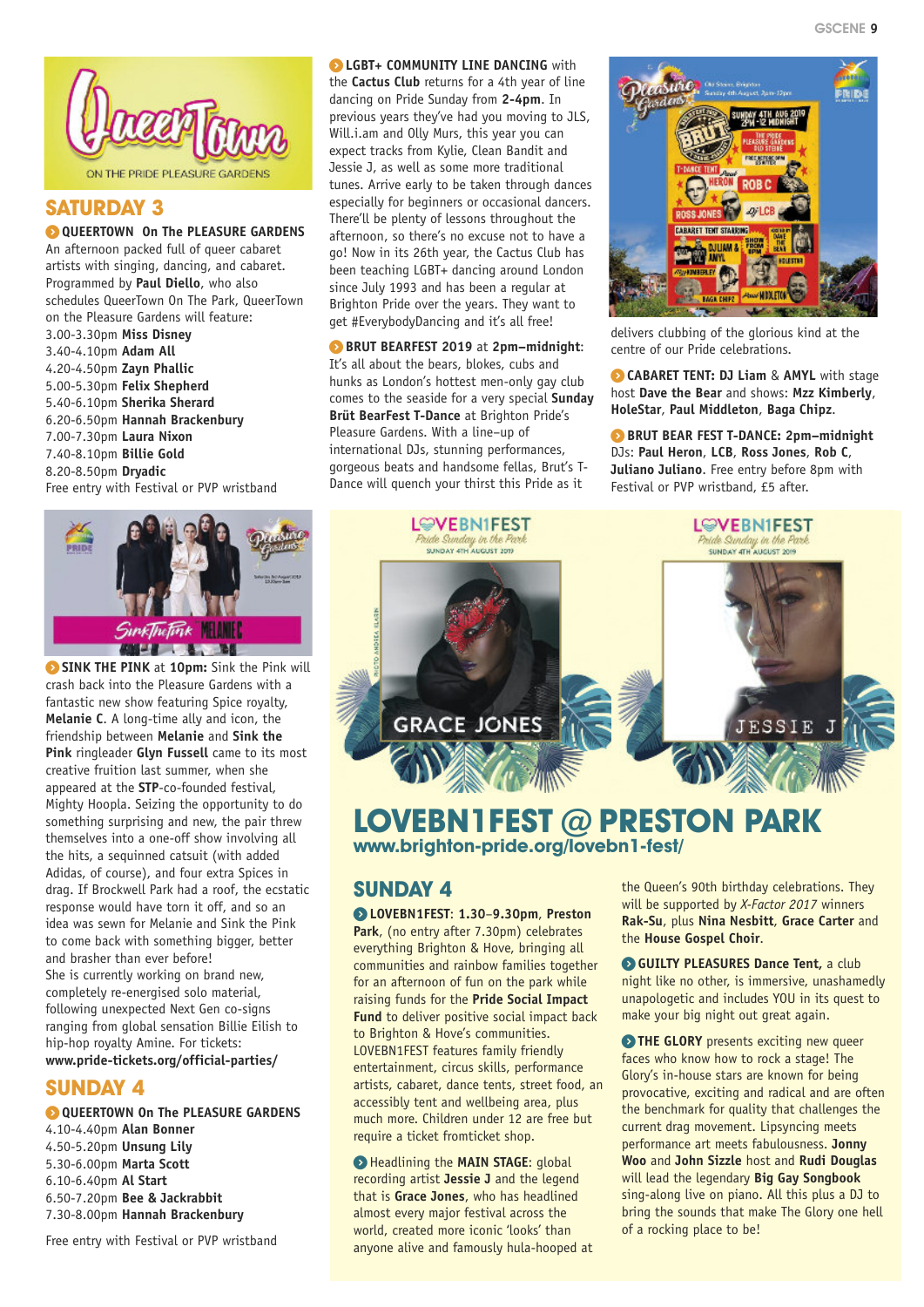## SATURDAY 3

**QUEERTOWN On The PLEASURE GARDENS**
An afternoon packed full of queer cabaret artists with singing, dancing, and cabaret. Programmed by **Paul Diello**, who also schedules QueerTown On The Park, QueerTown on the Pleasure Gardens will feature:
3.00-3.30pm **Miss Disney**
3.40-4.10pm **Adam All**
4.20-4.50pm **Zayn Phallic**
5.00-5.30pm **Felix Shepherd**
5.40-6.10pm **Sherika Sherard**
6.20-6.50pm **Hannah Brackenbury**
7.00-7.30pm **Laura Nixon**
7.40-8.10pm **Billie Gold**
8.20-8.50pm **Dryadic**
Free entry with Festival or PVP wristband

**SINK THE PINK** at **10pm:** Sink the Pink will crash back into the Pleasure Gardens with a fantastic new show featuring Spice royalty, **Melanie C**. A long-time ally and icon, the friendship between **Melanie** and **Sink the Pink** ringleader **Glyn Fussell** came to its most creative fruition last summer, when she appeared at the **STP**-co-founded festival, Mighty Hoopla. Seizing the opportunity to do something surprising and new, the pair threw themselves into a one-off show involving all the hits, a sequinned catsuit (with added Adidas, of course), and four extra Spices in drag. If Brockwell Park had a roof, the ecstatic response would have torn it off, and so an idea was sewn for Melanie and Sink the Pink to come back with something bigger, better and brasher than ever before!
She is currently working on brand new, completely re-energised solo material, following unexpected Next Gen co-signs ranging from global sensation Billie Eilish to hip-hop royalty Amine. For tickets: **www.pride-tickets.org/official-parties/**

## SUNDAY 4

**QUEERTOWN On The PLEASURE GARDENS**
4.10-4.40pm **Alan Bonner**
4.50-5.20pm **Unsung Lily**
5.30-6.00pm **Marta Scott**
6.10-6.40pm **Al Start**
6.50-7.20pm **Bee & Jackrabbit**
7.30-8.00pm **Hannah Brackenbury**

Free entry with Festival or PVP wristband

**LGBT+ COMMUNITY LINE DANCING** with the **Cactus Club** returns for a 4th year of line dancing on Pride Sunday from **2-4pm**. In previous years they've had you moving to JLS, Will.i.am and Olly Murs, this year you can expect tracks from Kylie, Clean Bandit and Jessie J, as well as some more traditional tunes. Arrive early to be taken through dances especially for beginners or occasional dancers. There'll be plenty of lessons throughout the afternoon, so there's no excuse not to have a go! Now in its 26th year, the Cactus Club has been teaching LGBT+ dancing around London since July 1993 and has been a regular at Brighton Pride over the years. They want to get #EverybodyDancing and it's all free!

**BRUT BEARFEST 2019** at **2pm–midnight**: It's all about the bears, blokes, cubs and hunks as London's hottest men-only gay club comes to the seaside for a very special **Sunday Brüt BearFest T-Dance** at Brighton Pride's Pleasure Gardens. With a line-up of international DJs, stunning performances, gorgeous beats and handsome fellas, Brut's T-Dance will quench your thirst this Pride as it delivers clubbing of the glorious kind at the centre of our Pride celebrations.

**CABARET TENT: DJ Liam** & **AMYL** with stage host **Dave the Bear** and shows: **Mzz Kimberly**, **HoleStar**, **Paul Middleton**, **Baga Chipz**.

**BRUT BEAR FEST T-DANCE: 2pm–midnight**
DJs: **Paul Heron**, **LCB**, **Ross Jones**, **Rob C**, **Juliano Juliano**. Free entry before 8pm with Festival or PVP wristband, £5 after.

# LOVEBN1FEST @ PRESTON PARK

**www.brighton-pride.org/lovebn1-fest/**

## SUNDAY 4

**LOVEBN1FEST**: **1.30–9.30pm**, **Preston Park**, (no entry after 7.30pm) celebrates everything Brighton & Hove, bringing all communities and rainbow families together for an afternoon of fun on the park while raising funds for the **Pride Social Impact Fund** to deliver positive social impact back to Brighton & Hove's communities. LOVEBN1FEST features family friendly entertainment, circus skills, performance artists, cabaret, dance tents, street food, an accessibly tent and wellbeing area, plus much more. Children under 12 are free but require a ticket fromticket shop.

Headlining the **MAIN STAGE**: global recording artist **Jessie J** and the legend that is **Grace Jones**, who has headlined almost every major festival across the world, created more iconic 'looks' than anyone alive and famously hula-hooped at the Queen's 90th birthday celebrations. They will be supported by *X-Factor 2017* winners **Rak-Su**, plus **Nina Nesbitt**, **Grace Carter** and the **House Gospel Choir**.

**GUILTY PLEASURES Dance Tent,** a club night like no other, is immersive, unashamedly unapologetic and includes YOU in its quest to make your big night out great again.

**THE GLORY** presents exciting new queer faces who know how to rock a stage! The Glory's in-house stars are known for being provocative, exciting and radical and are often the benchmark for quality that challenges the current drag movement. Lipsyncing meets performance art meets fabulousness. **Jonny Woo** and **John Sizzle** host and **Rudi Douglas** will lead the legendary **Big Gay Songbook** sing-along live on piano. All this plus a DJ to bring the sounds that make The Glory one hell of a rocking place to be!